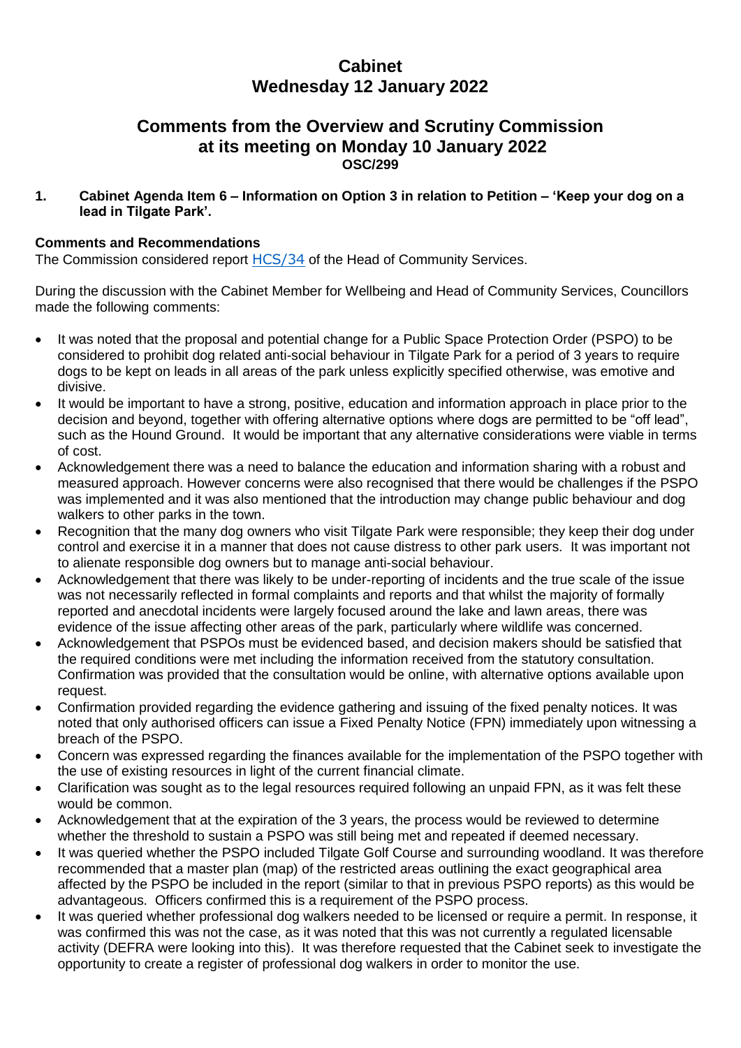# Cabinet
# Wednesday 12 January 2022

## Comments from the Overview and Scrutiny Commission at its meeting on Monday 10 January 2022
**OSC/299**

**1. Cabinet Agenda Item 6 – Information on Option 3 in relation to Petition – 'Keep your dog on a lead in Tilgate Park'.**

**Comments and Recommendations**

The Commission considered report HCS/34 of the Head of Community Services.

During the discussion with the Cabinet Member for Wellbeing and Head of Community Services, Councillors made the following comments:

- It was noted that the proposal and potential change for a Public Space Protection Order (PSPO) to be considered to prohibit dog related anti-social behaviour in Tilgate Park for a period of 3 years to require dogs to be kept on leads in all areas of the park unless explicitly specified otherwise, was emotive and divisive.
- It would be important to have a strong, positive, education and information approach in place prior to the decision and beyond, together with offering alternative options where dogs are permitted to be "off lead", such as the Hound Ground. It would be important that any alternative considerations were viable in terms of cost.
- Acknowledgement there was a need to balance the education and information sharing with a robust and measured approach. However concerns were also recognised that there would be challenges if the PSPO was implemented and it was also mentioned that the introduction may change public behaviour and dog walkers to other parks in the town.
- Recognition that the many dog owners who visit Tilgate Park were responsible; they keep their dog under control and exercise it in a manner that does not cause distress to other park users. It was important not to alienate responsible dog owners but to manage anti-social behaviour.
- Acknowledgement that there was likely to be under-reporting of incidents and the true scale of the issue was not necessarily reflected in formal complaints and reports and that whilst the majority of formally reported and anecdotal incidents were largely focused around the lake and lawn areas, there was evidence of the issue affecting other areas of the park, particularly where wildlife was concerned.
- Acknowledgement that PSPOs must be evidenced based, and decision makers should be satisfied that the required conditions were met including the information received from the statutory consultation. Confirmation was provided that the consultation would be online, with alternative options available upon request.
- Confirmation provided regarding the evidence gathering and issuing of the fixed penalty notices. It was noted that only authorised officers can issue a Fixed Penalty Notice (FPN) immediately upon witnessing a breach of the PSPO.
- Concern was expressed regarding the finances available for the implementation of the PSPO together with the use of existing resources in light of the current financial climate.
- Clarification was sought as to the legal resources required following an unpaid FPN, as it was felt these would be common.
- Acknowledgement that at the expiration of the 3 years, the process would be reviewed to determine whether the threshold to sustain a PSPO was still being met and repeated if deemed necessary.
- It was queried whether the PSPO included Tilgate Golf Course and surrounding woodland. It was therefore recommended that a master plan (map) of the restricted areas outlining the exact geographical area affected by the PSPO be included in the report (similar to that in previous PSPO reports) as this would be advantageous. Officers confirmed this is a requirement of the PSPO process.
- It was queried whether professional dog walkers needed to be licensed or require a permit. In response, it was confirmed this was not the case, as it was noted that this was not currently a regulated licensable activity (DEFRA were looking into this). It was therefore requested that the Cabinet seek to investigate the opportunity to create a register of professional dog walkers in order to monitor the use.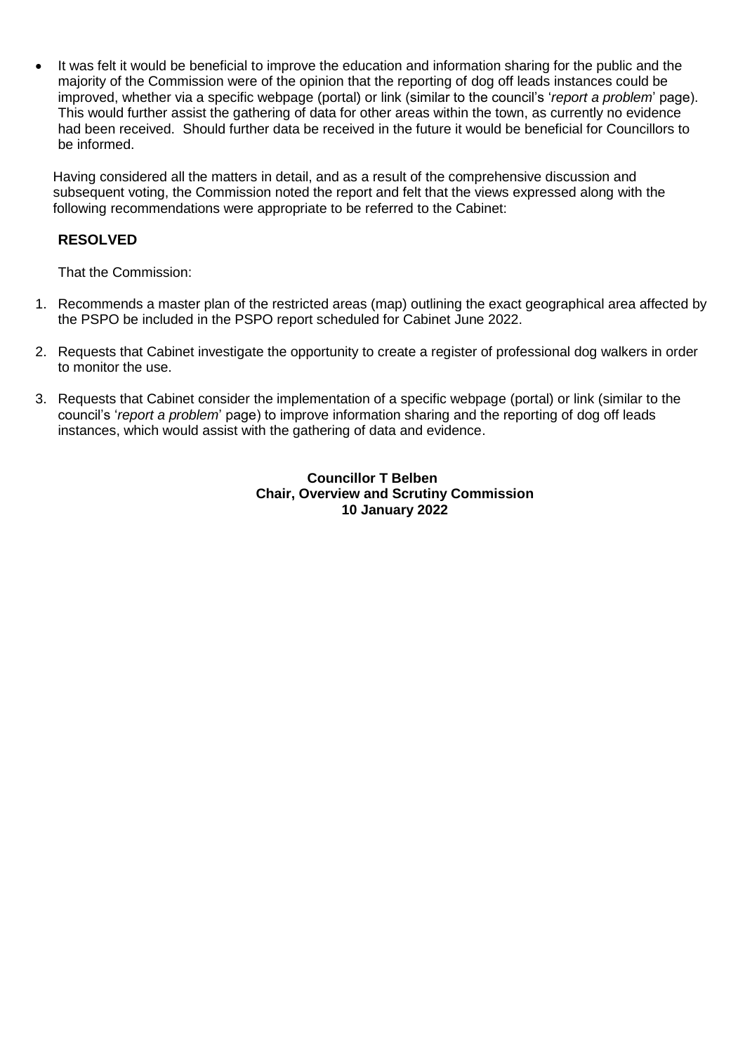- It was felt it would be beneficial to improve the education and information sharing for the public and the majority of the Commission were of the opinion that the reporting of dog off leads instances could be improved, whether via a specific webpage (portal) or link (similar to the council's '*report a problem*' page). This would further assist the gathering of data for other areas within the town, as currently no evidence had been received. Should further data be received in the future it would be beneficial for Councillors to be informed.

Having considered all the matters in detail, and as a result of the comprehensive discussion and subsequent voting, the Commission noted the report and felt that the views expressed along with the following recommendations were appropriate to be referred to the Cabinet:

**RESOLVED**

That the Commission:

1. Recommends a master plan of the restricted areas (map) outlining the exact geographical area affected by the PSPO be included in the PSPO report scheduled for Cabinet June 2022.

2. Requests that Cabinet investigate the opportunity to create a register of professional dog walkers in order to monitor the use.

3. Requests that Cabinet consider the implementation of a specific webpage (portal) or link (similar to the council's '*report a problem*' page) to improve information sharing and the reporting of dog off leads instances, which would assist with the gathering of data and evidence.

**Councillor T Belben**
**Chair, Overview and Scrutiny Commission**
**10 January 2022**